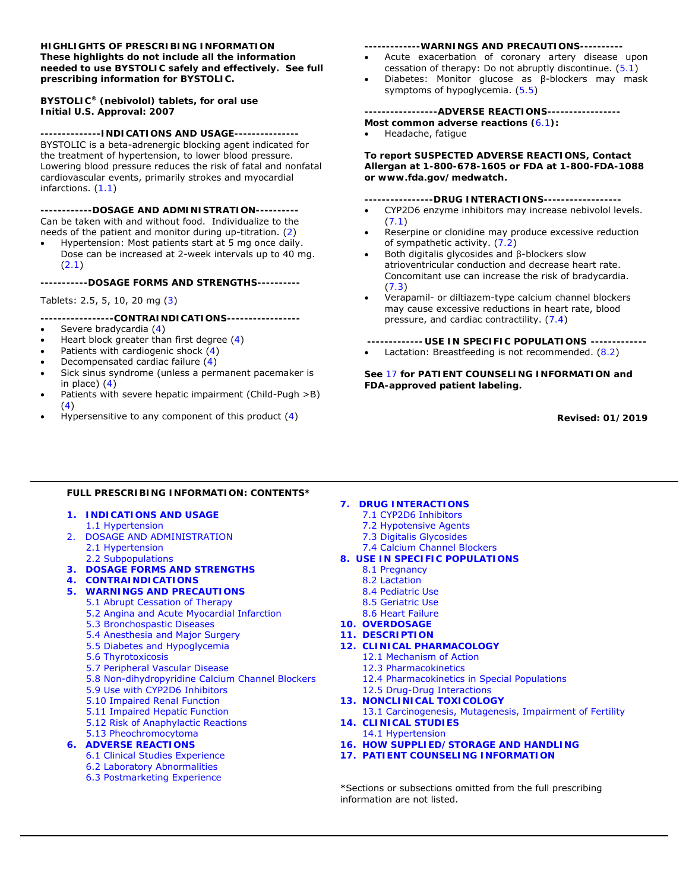**HIGHLIGHTS OF PRESCRIBING INFORMATION**
**These highlights do not include all the information needed to use BYSTOLIC safely and effectively. See full prescribing information for BYSTOLIC.**

**BYSTOLIC® (nebivolol) tablets, for oral use**
**Initial U.S. Approval: 2007**

**--------------INDICATIONS AND USAGE---------------**

BYSTOLIC is a beta-adrenergic blocking agent indicated for the treatment of hypertension, to lower blood pressure. Lowering blood pressure reduces the risk of fatal and nonfatal cardiovascular events, primarily strokes and myocardial infarctions. (1.1)

**------------DOSAGE AND ADMINISTRATION----------**

Can be taken with and without food. Individualize to the needs of the patient and monitor during up-titration. (2)

- Hypertension: Most patients start at 5 mg once daily. Dose can be increased at 2-week intervals up to 40 mg. (2.1)

**-----------DOSAGE FORMS AND STRENGTHS----------**

Tablets: 2.5, 5, 10, 20 mg (3)

**-----------------CONTRAINDICATIONS-----------------**

- Severe bradycardia (4)
- Heart block greater than first degree (4)
- Patients with cardiogenic shock (4)
- Decompensated cardiac failure (4)
- Sick sinus syndrome (unless a permanent pacemaker is in place) (4)
- Patients with severe hepatic impairment (Child-Pugh >B) (4)
- Hypersensitive to any component of this product (4)

**-------------WARNINGS AND PRECAUTIONS----------**

- Acute exacerbation of coronary artery disease upon cessation of therapy: Do not abruptly discontinue. (5.1)
- Diabetes: Monitor glucose as β-blockers may mask symptoms of hypoglycemia. (5.5)

**-----------------ADVERSE REACTIONS-----------------**

**Most common adverse reactions (6.1):**

- Headache, fatigue

**To report SUSPECTED ADVERSE REACTIONS, Contact Allergan at 1-800-678-1605 or FDA at 1-800-FDA-1088 or www.fda.gov/medwatch.**

**----------------DRUG INTERACTIONS------------------**

- CYP2D6 enzyme inhibitors may increase nebivolol levels. (7.1)
- Reserpine or clonidine may produce excessive reduction of sympathetic activity. (7.2)
- Both digitalis glycosides and β-blockers slow atrioventricular conduction and decrease heart rate. Concomitant use can increase the risk of bradycardia. (7.3)
- Verapamil- or diltiazem-type calcium channel blockers may cause excessive reductions in heart rate, blood pressure, and cardiac contractility. (7.4)

**-------------USE IN SPECIFIC POPULATIONS -------------**

- Lactation: Breastfeeding is not recommended. (8.2)

**See 17 for PATIENT COUNSELING INFORMATION and FDA-approved patient labeling.**

**Revised: 01/2019**

---

**FULL PRESCRIBING INFORMATION: CONTENTS***

**1. INDICATIONS AND USAGE**
- 1.1 Hypertension

**2. DOSAGE AND ADMINISTRATION**
- 2.1 Hypertension
- 2.2 Subpopulations

**3. DOSAGE FORMS AND STRENGTHS**

**4. CONTRAINDICATIONS**

**5. WARNINGS AND PRECAUTIONS**
- 5.1 Abrupt Cessation of Therapy
- 5.2 Angina and Acute Myocardial Infarction
- 5.3 Bronchospastic Diseases
- 5.4 Anesthesia and Major Surgery
- 5.5 Diabetes and Hypoglycemia
- 5.6 Thyrotoxicosis
- 5.7 Peripheral Vascular Disease
- 5.8 Non-dihydropyridine Calcium Channel Blockers
- 5.9 Use with CYP2D6 Inhibitors
- 5.10 Impaired Renal Function
- 5.11 Impaired Hepatic Function
- 5.12 Risk of Anaphylactic Reactions
- 5.13 Pheochromocytoma

**6. ADVERSE REACTIONS**
- 6.1 Clinical Studies Experience
- 6.2 Laboratory Abnormalities
- 6.3 Postmarketing Experience

**7. DRUG INTERACTIONS**
- 7.1 CYP2D6 Inhibitors
- 7.2 Hypotensive Agents
- 7.3 Digitalis Glycosides
- 7.4 Calcium Channel Blockers

**8. USE IN SPECIFIC POPULATIONS**
- 8.1 Pregnancy
- 8.2 Lactation
- 8.4 Pediatric Use
- 8.5 Geriatric Use
- 8.6 Heart Failure

**10. OVERDOSAGE**

**11. DESCRIPTION**

**12. CLINICAL PHARMACOLOGY**
- 12.1 Mechanism of Action
- 12.3 Pharmacokinetics
- 12.4 Pharmacokinetics in Special Populations
- 12.5 Drug-Drug Interactions

**13. NONCLINICAL TOXICOLOGY**
- 13.1 Carcinogenesis, Mutagenesis, Impairment of Fertility

**14. CLINICAL STUDIES**
- 14.1 Hypertension

**16. HOW SUPPLIED/STORAGE AND HANDLING**

**17. PATIENT COUNSELING INFORMATION**

*Sections or subsections omitted from the full prescribing information are not listed.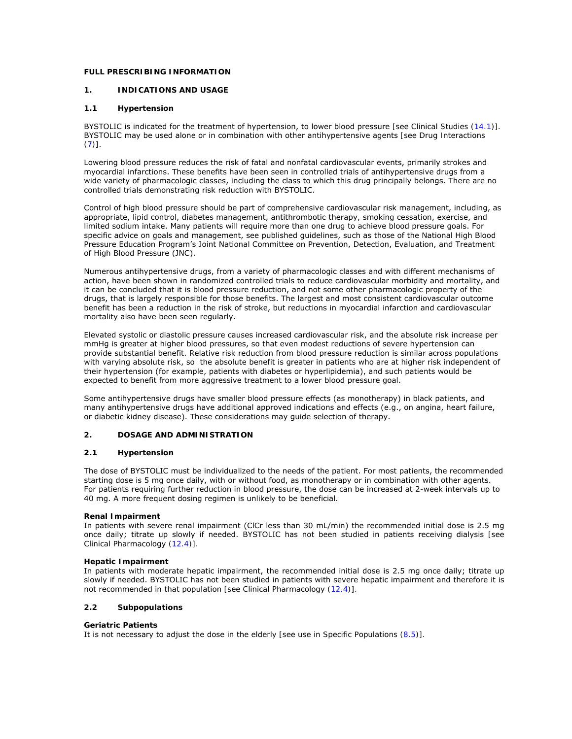# FULL PRESCRIBING INFORMATION

## 1. INDICATIONS AND USAGE

### 1.1 Hypertension

BYSTOLIC is indicated for the treatment of hypertension, to lower blood pressure [see Clinical Studies (14.1)]. BYSTOLIC may be used alone or in combination with other antihypertensive agents [see Drug Interactions (7)].

Lowering blood pressure reduces the risk of fatal and nonfatal cardiovascular events, primarily strokes and myocardial infarctions. These benefits have been seen in controlled trials of antihypertensive drugs from a wide variety of pharmacologic classes, including the class to which this drug principally belongs. There are no controlled trials demonstrating risk reduction with BYSTOLIC.

Control of high blood pressure should be part of comprehensive cardiovascular risk management, including, as appropriate, lipid control, diabetes management, antithrombotic therapy, smoking cessation, exercise, and limited sodium intake. Many patients will require more than one drug to achieve blood pressure goals. For specific advice on goals and management, see published guidelines, such as those of the National High Blood Pressure Education Program's Joint National Committee on Prevention, Detection, Evaluation, and Treatment of High Blood Pressure (JNC).

Numerous antihypertensive drugs, from a variety of pharmacologic classes and with different mechanisms of action, have been shown in randomized controlled trials to reduce cardiovascular morbidity and mortality, and it can be concluded that it is blood pressure reduction, and not some other pharmacologic property of the drugs, that is largely responsible for those benefits. The largest and most consistent cardiovascular outcome benefit has been a reduction in the risk of stroke, but reductions in myocardial infarction and cardiovascular mortality also have been seen regularly.

Elevated systolic or diastolic pressure causes increased cardiovascular risk, and the absolute risk increase per mmHg is greater at higher blood pressures, so that even modest reductions of severe hypertension can provide substantial benefit. Relative risk reduction from blood pressure reduction is similar across populations with varying absolute risk, so the absolute benefit is greater in patients who are at higher risk independent of their hypertension (for example, patients with diabetes or hyperlipidemia), and such patients would be expected to benefit from more aggressive treatment to a lower blood pressure goal.

Some antihypertensive drugs have smaller blood pressure effects (as monotherapy) in black patients, and many antihypertensive drugs have additional approved indications and effects (e.g., on angina, heart failure, or diabetic kidney disease). These considerations may guide selection of therapy.

## 2. DOSAGE AND ADMINISTRATION

### 2.1 Hypertension

The dose of BYSTOLIC must be individualized to the needs of the patient. For most patients, the recommended starting dose is 5 mg once daily, with or without food, as monotherapy or in combination with other agents. For patients requiring further reduction in blood pressure, the dose can be increased at 2-week intervals up to 40 mg. A more frequent dosing regimen is unlikely to be beneficial.

**Renal Impairment**

In patients with severe renal impairment (ClCr less than 30 mL/min) the recommended initial dose is 2.5 mg once daily; titrate up slowly if needed. BYSTOLIC has not been studied in patients receiving dialysis [see Clinical Pharmacology (12.4)].

**Hepatic Impairment**

In patients with moderate hepatic impairment, the recommended initial dose is 2.5 mg once daily; titrate up slowly if needed. BYSTOLIC has not been studied in patients with severe hepatic impairment and therefore it is not recommended in that population [see Clinical Pharmacology (12.4)].

### 2.2 Subpopulations

**Geriatric Patients**

It is not necessary to adjust the dose in the elderly [see use in Specific Populations (8.5)].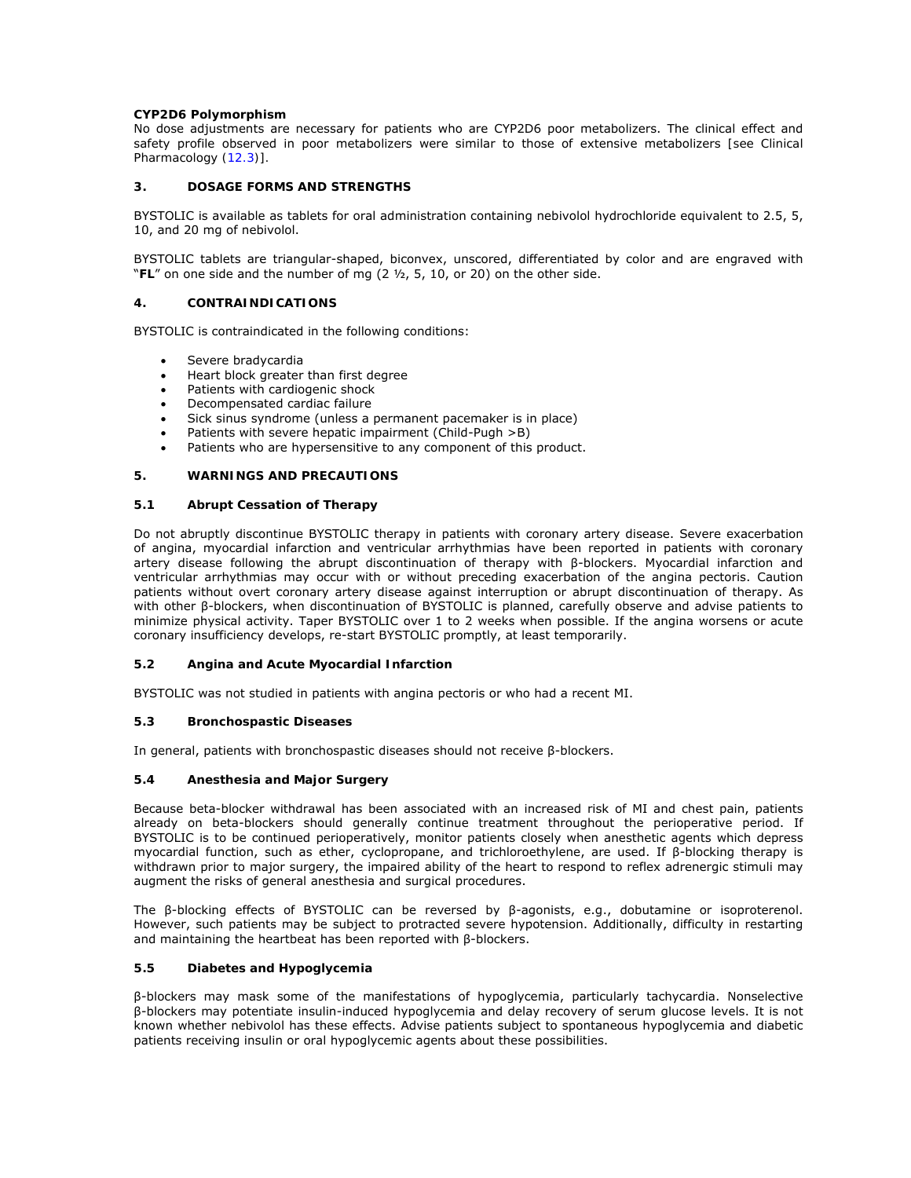**CYP2D6 Polymorphism**

No dose adjustments are necessary for patients who are CYP2D6 poor metabolizers. The clinical effect and safety profile observed in poor metabolizers were similar to those of extensive metabolizers [see Clinical Pharmacology (12.3)].

## 3. DOSAGE FORMS AND STRENGTHS

BYSTOLIC is available as tablets for oral administration containing nebivolol hydrochloride equivalent to 2.5, 5, 10, and 20 mg of nebivolol.

BYSTOLIC tablets are triangular-shaped, biconvex, unscored, differentiated by color and are engraved with "**FL**" on one side and the number of mg (2 ½, 5, 10, or 20) on the other side.

## 4. CONTRAINDICATIONS

BYSTOLIC is contraindicated in the following conditions:

- Severe bradycardia
- Heart block greater than first degree
- Patients with cardiogenic shock
- Decompensated cardiac failure
- Sick sinus syndrome (unless a permanent pacemaker is in place)
- Patients with severe hepatic impairment (Child-Pugh >B)
- Patients who are hypersensitive to any component of this product.

## 5. WARNINGS AND PRECAUTIONS

### 5.1 Abrupt Cessation of Therapy

Do not abruptly discontinue BYSTOLIC therapy in patients with coronary artery disease. Severe exacerbation of angina, myocardial infarction and ventricular arrhythmias have been reported in patients with coronary artery disease following the abrupt discontinuation of therapy with β-blockers. Myocardial infarction and ventricular arrhythmias may occur with or without preceding exacerbation of the angina pectoris. Caution patients without overt coronary artery disease against interruption or abrupt discontinuation of therapy. As with other β-blockers, when discontinuation of BYSTOLIC is planned, carefully observe and advise patients to minimize physical activity. Taper BYSTOLIC over 1 to 2 weeks when possible. If the angina worsens or acute coronary insufficiency develops, re-start BYSTOLIC promptly, at least temporarily.

### 5.2 Angina and Acute Myocardial Infarction

BYSTOLIC was not studied in patients with angina pectoris or who had a recent MI.

### 5.3 Bronchospastic Diseases

In general, patients with bronchospastic diseases should not receive β-blockers.

### 5.4 Anesthesia and Major Surgery

Because beta-blocker withdrawal has been associated with an increased risk of MI and chest pain, patients already on beta-blockers should generally continue treatment throughout the perioperative period. If BYSTOLIC is to be continued perioperatively, monitor patients closely when anesthetic agents which depress myocardial function, such as ether, cyclopropane, and trichloroethylene, are used. If β-blocking therapy is withdrawn prior to major surgery, the impaired ability of the heart to respond to reflex adrenergic stimuli may augment the risks of general anesthesia and surgical procedures.

The β-blocking effects of BYSTOLIC can be reversed by β-agonists, e.g., dobutamine or isoproterenol. However, such patients may be subject to protracted severe hypotension. Additionally, difficulty in restarting and maintaining the heartbeat has been reported with β-blockers.

### 5.5 Diabetes and Hypoglycemia

β-blockers may mask some of the manifestations of hypoglycemia, particularly tachycardia. Nonselective β-blockers may potentiate insulin-induced hypoglycemia and delay recovery of serum glucose levels. It is not known whether nebivolol has these effects. Advise patients subject to spontaneous hypoglycemia and diabetic patients receiving insulin or oral hypoglycemic agents about these possibilities.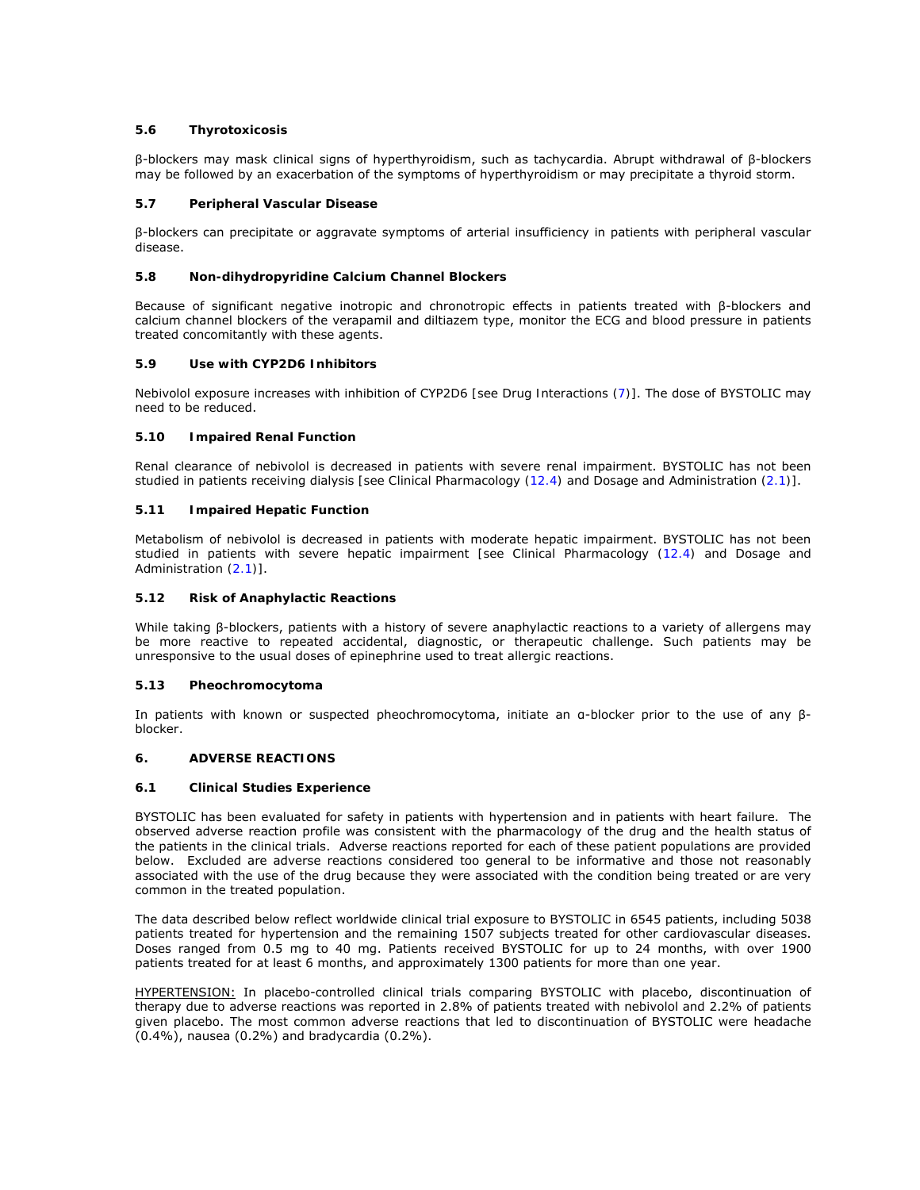### 5.6 Thyrotoxicosis

β-blockers may mask clinical signs of hyperthyroidism, such as tachycardia. Abrupt withdrawal of β-blockers may be followed by an exacerbation of the symptoms of hyperthyroidism or may precipitate a thyroid storm.

### 5.7 Peripheral Vascular Disease

β-blockers can precipitate or aggravate symptoms of arterial insufficiency in patients with peripheral vascular disease.

### 5.8 Non-dihydropyridine Calcium Channel Blockers

Because of significant negative inotropic and chronotropic effects in patients treated with β-blockers and calcium channel blockers of the verapamil and diltiazem type, monitor the ECG and blood pressure in patients treated concomitantly with these agents.

### 5.9 Use with CYP2D6 Inhibitors

Nebivolol exposure increases with inhibition of CYP2D6 [see Drug Interactions (7)]. The dose of BYSTOLIC may need to be reduced.

### 5.10 Impaired Renal Function

Renal clearance of nebivolol is decreased in patients with severe renal impairment. BYSTOLIC has not been studied in patients receiving dialysis [see Clinical Pharmacology (12.4) and Dosage and Administration (2.1)].

### 5.11 Impaired Hepatic Function

Metabolism of nebivolol is decreased in patients with moderate hepatic impairment. BYSTOLIC has not been studied in patients with severe hepatic impairment [see Clinical Pharmacology (12.4) and Dosage and Administration (2.1)].

### 5.12 Risk of Anaphylactic Reactions

While taking β-blockers, patients with a history of severe anaphylactic reactions to a variety of allergens may be more reactive to repeated accidental, diagnostic, or therapeutic challenge. Such patients may be unresponsive to the usual doses of epinephrine used to treat allergic reactions.

### 5.13 Pheochromocytoma

In patients with known or suspected pheochromocytoma, initiate an α-blocker prior to the use of any β-blocker.

## 6. ADVERSE REACTIONS

### 6.1 Clinical Studies Experience

BYSTOLIC has been evaluated for safety in patients with hypertension and in patients with heart failure. The observed adverse reaction profile was consistent with the pharmacology of the drug and the health status of the patients in the clinical trials. Adverse reactions reported for each of these patient populations are provided below. Excluded are adverse reactions considered too general to be informative and those not reasonably associated with the use of the drug because they were associated with the condition being treated or are very common in the treated population.

The data described below reflect worldwide clinical trial exposure to BYSTOLIC in 6545 patients, including 5038 patients treated for hypertension and the remaining 1507 subjects treated for other cardiovascular diseases. Doses ranged from 0.5 mg to 40 mg. Patients received BYSTOLIC for up to 24 months, with over 1900 patients treated for at least 6 months, and approximately 1300 patients for more than one year.

HYPERTENSION: In placebo-controlled clinical trials comparing BYSTOLIC with placebo, discontinuation of therapy due to adverse reactions was reported in 2.8% of patients treated with nebivolol and 2.2% of patients given placebo. The most common adverse reactions that led to discontinuation of BYSTOLIC were headache (0.4%), nausea (0.2%) and bradycardia (0.2%).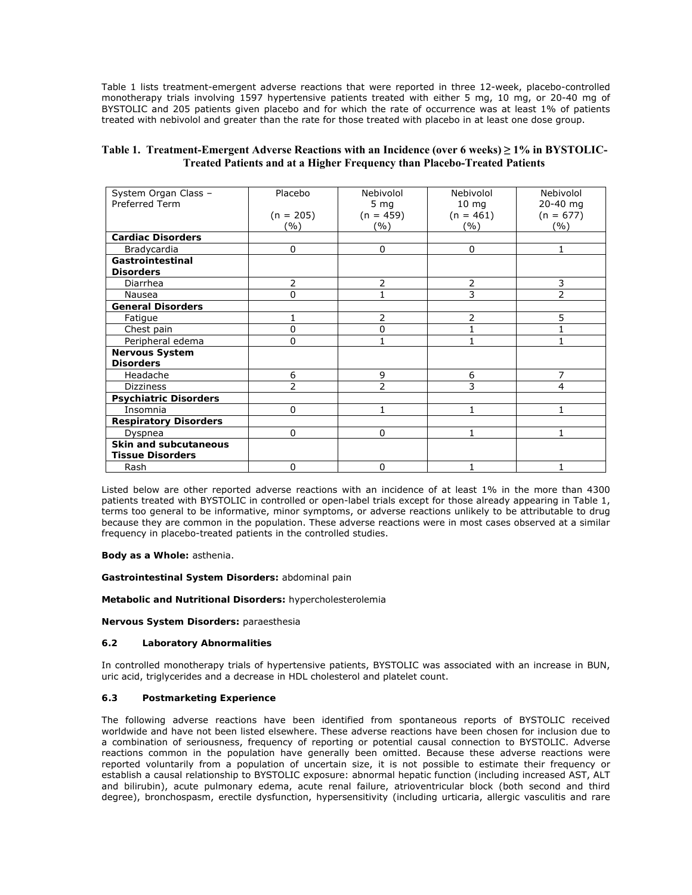Table 1 lists treatment-emergent adverse reactions that were reported in three 12-week, placebo-controlled monotherapy trials involving 1597 hypertensive patients treated with either 5 mg, 10 mg, or 20-40 mg of BYSTOLIC and 205 patients given placebo and for which the rate of occurrence was at least 1% of patients treated with nebivolol and greater than the rate for those treated with placebo in at least one dose group.

**Table 1. Treatment-Emergent Adverse Reactions with an Incidence (over 6 weeks) ≥ 1% in BYSTOLIC-Treated Patients and at a Higher Frequency than Placebo-Treated Patients**

| System Organ Class – Preferred Term | Placebo (n = 205) (%) | Nebivolol 5 mg (n = 459) (%) | Nebivolol 10 mg (n = 461) (%) | Nebivolol 20-40 mg (n = 677) (%) |
|---|---|---|---|---|
| **Cardiac Disorders** | | | | |
| Bradycardia | 0 | 0 | 0 | 1 |
| **Gastrointestinal Disorders** | | | | |
| Diarrhea | 2 | 2 | 2 | 3 |
| Nausea | 0 | 1 | 3 | 2 |
| **General Disorders** | | | | |
| Fatigue | 1 | 2 | 2 | 5 |
| Chest pain | 0 | 0 | 1 | 1 |
| Peripheral edema | 0 | 1 | 1 | 1 |
| **Nervous System Disorders** | | | | |
| Headache | 6 | 9 | 6 | 7 |
| Dizziness | 2 | 2 | 3 | 4 |
| **Psychiatric Disorders** | | | | |
| Insomnia | 0 | 1 | 1 | 1 |
| **Respiratory Disorders** | | | | |
| Dyspnea | 0 | 0 | 1 | 1 |
| **Skin and subcutaneous Tissue Disorders** | | | | |
| Rash | 0 | 0 | 1 | 1 |

Listed below are other reported adverse reactions with an incidence of at least 1% in the more than 4300 patients treated with BYSTOLIC in controlled or open-label trials except for those already appearing in Table 1, terms too general to be informative, minor symptoms, or adverse reactions unlikely to be attributable to drug because they are common in the population. These adverse reactions were in most cases observed at a similar frequency in placebo-treated patients in the controlled studies.

**Body as a Whole:** asthenia.

**Gastrointestinal System Disorders:** abdominal pain

**Metabolic and Nutritional Disorders:** hypercholesterolemia

**Nervous System Disorders:** paraesthesia

### 6.2 Laboratory Abnormalities

In controlled monotherapy trials of hypertensive patients, BYSTOLIC was associated with an increase in BUN, uric acid, triglycerides and a decrease in HDL cholesterol and platelet count.

### 6.3 Postmarketing Experience

The following adverse reactions have been identified from spontaneous reports of BYSTOLIC received worldwide and have not been listed elsewhere. These adverse reactions have been chosen for inclusion due to a combination of seriousness, frequency of reporting or potential causal connection to BYSTOLIC. Adverse reactions common in the population have generally been omitted. Because these adverse reactions were reported voluntarily from a population of uncertain size, it is not possible to estimate their frequency or establish a causal relationship to BYSTOLIC exposure: abnormal hepatic function (including increased AST, ALT and bilirubin), acute pulmonary edema, acute renal failure, atrioventricular block (both second and third degree), bronchospasm, erectile dysfunction, hypersensitivity (including urticaria, allergic vasculitis and rare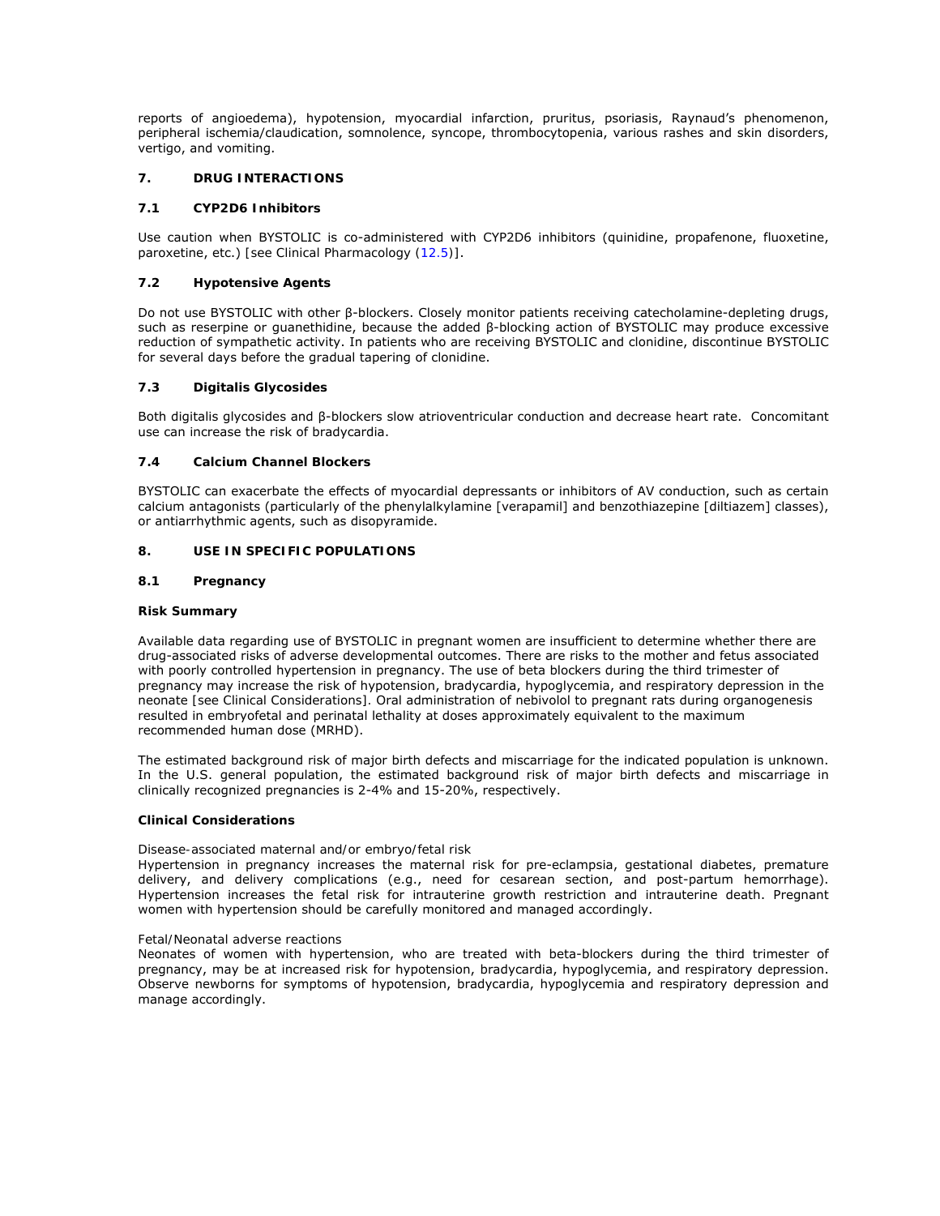reports of angioedema), hypotension, myocardial infarction, pruritus, psoriasis, Raynaud's phenomenon, peripheral ischemia/claudication, somnolence, syncope, thrombocytopenia, various rashes and skin disorders, vertigo, and vomiting.

## 7. DRUG INTERACTIONS

### 7.1 CYP2D6 Inhibitors

Use caution when BYSTOLIC is co-administered with CYP2D6 inhibitors (quinidine, propafenone, fluoxetine, paroxetine, etc.) [see Clinical Pharmacology (12.5)].

### 7.2 Hypotensive Agents

Do not use BYSTOLIC with other β-blockers. Closely monitor patients receiving catecholamine-depleting drugs, such as reserpine or guanethidine, because the added β-blocking action of BYSTOLIC may produce excessive reduction of sympathetic activity. In patients who are receiving BYSTOLIC and clonidine, discontinue BYSTOLIC for several days before the gradual tapering of clonidine.

### 7.3 Digitalis Glycosides

Both digitalis glycosides and β-blockers slow atrioventricular conduction and decrease heart rate. Concomitant use can increase the risk of bradycardia.

### 7.4 Calcium Channel Blockers

BYSTOLIC can exacerbate the effects of myocardial depressants or inhibitors of AV conduction, such as certain calcium antagonists (particularly of the phenylalkylamine [verapamil] and benzothiazepine [diltiazem] classes), or antiarrhythmic agents, such as disopyramide.

## 8. USE IN SPECIFIC POPULATIONS

### 8.1 Pregnancy

**Risk Summary**

Available data regarding use of BYSTOLIC in pregnant women are insufficient to determine whether there are drug-associated risks of adverse developmental outcomes. There are risks to the mother and fetus associated with poorly controlled hypertension in pregnancy. The use of beta blockers during the third trimester of pregnancy may increase the risk of hypotension, bradycardia, hypoglycemia, and respiratory depression in the neonate [see Clinical Considerations]. Oral administration of nebivolol to pregnant rats during organogenesis resulted in embryofetal and perinatal lethality at doses approximately equivalent to the maximum recommended human dose (MRHD).

The estimated background risk of major birth defects and miscarriage for the indicated population is unknown. In the U.S. general population, the estimated background risk of major birth defects and miscarriage in clinically recognized pregnancies is 2-4% and 15-20%, respectively.

**Clinical Considerations**

Disease-associated maternal and/or embryo/fetal risk

Hypertension in pregnancy increases the maternal risk for pre-eclampsia, gestational diabetes, premature delivery, and delivery complications (e.g., need for cesarean section, and post-partum hemorrhage). Hypertension increases the fetal risk for intrauterine growth restriction and intrauterine death. Pregnant women with hypertension should be carefully monitored and managed accordingly.

Fetal/Neonatal adverse reactions

Neonates of women with hypertension, who are treated with beta-blockers during the third trimester of pregnancy, may be at increased risk for hypotension, bradycardia, hypoglycemia, and respiratory depression. Observe newborns for symptoms of hypotension, bradycardia, hypoglycemia and respiratory depression and manage accordingly.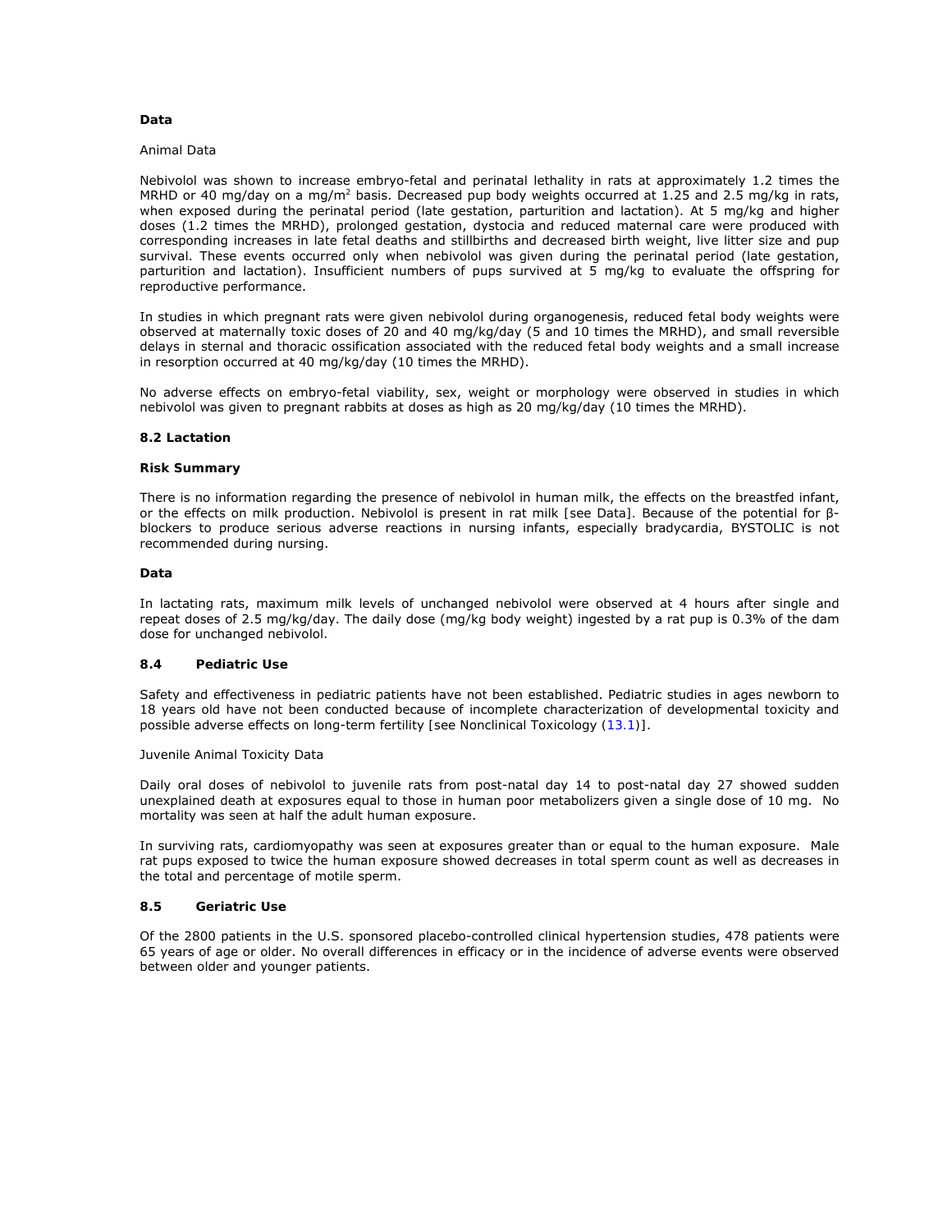**Data**

Animal Data

Nebivolol was shown to increase embryo-fetal and perinatal lethality in rats at approximately 1.2 times the MRHD or 40 mg/day on a mg/m$^2$ basis. Decreased pup body weights occurred at 1.25 and 2.5 mg/kg in rats, when exposed during the perinatal period (late gestation, parturition and lactation). At 5 mg/kg and higher doses (1.2 times the MRHD), prolonged gestation, dystocia and reduced maternal care were produced with corresponding increases in late fetal deaths and stillbirths and decreased birth weight, live litter size and pup survival. These events occurred only when nebivolol was given during the perinatal period (late gestation, parturition and lactation). Insufficient numbers of pups survived at 5 mg/kg to evaluate the offspring for reproductive performance.

In studies in which pregnant rats were given nebivolol during organogenesis, reduced fetal body weights were observed at maternally toxic doses of 20 and 40 mg/kg/day (5 and 10 times the MRHD), and small reversible delays in sternal and thoracic ossification associated with the reduced fetal body weights and a small increase in resorption occurred at 40 mg/kg/day (10 times the MRHD).

No adverse effects on embryo-fetal viability, sex, weight or morphology were observed in studies in which nebivolol was given to pregnant rabbits at doses as high as 20 mg/kg/day (10 times the MRHD).

### 8.2 Lactation

**Risk Summary**

There is no information regarding the presence of nebivolol in human milk, the effects on the breastfed infant, or the effects on milk production. Nebivolol is present in rat milk [see Data]. Because of the potential for β-blockers to produce serious adverse reactions in nursing infants, especially bradycardia, BYSTOLIC is not recommended during nursing.

**Data**

In lactating rats, maximum milk levels of unchanged nebivolol were observed at 4 hours after single and repeat doses of 2.5 mg/kg/day. The daily dose (mg/kg body weight) ingested by a rat pup is 0.3% of the dam dose for unchanged nebivolol.

### 8.4 Pediatric Use

Safety and effectiveness in pediatric patients have not been established. Pediatric studies in ages newborn to 18 years old have not been conducted because of incomplete characterization of developmental toxicity and possible adverse effects on long-term fertility [see Nonclinical Toxicology (13.1)].

Juvenile Animal Toxicity Data

Daily oral doses of nebivolol to juvenile rats from post-natal day 14 to post-natal day 27 showed sudden unexplained death at exposures equal to those in human poor metabolizers given a single dose of 10 mg. No mortality was seen at half the adult human exposure.

In surviving rats, cardiomyopathy was seen at exposures greater than or equal to the human exposure. Male rat pups exposed to twice the human exposure showed decreases in total sperm count as well as decreases in the total and percentage of motile sperm.

### 8.5 Geriatric Use

Of the 2800 patients in the U.S. sponsored placebo-controlled clinical hypertension studies, 478 patients were 65 years of age or older. No overall differences in efficacy or in the incidence of adverse events were observed between older and younger patients.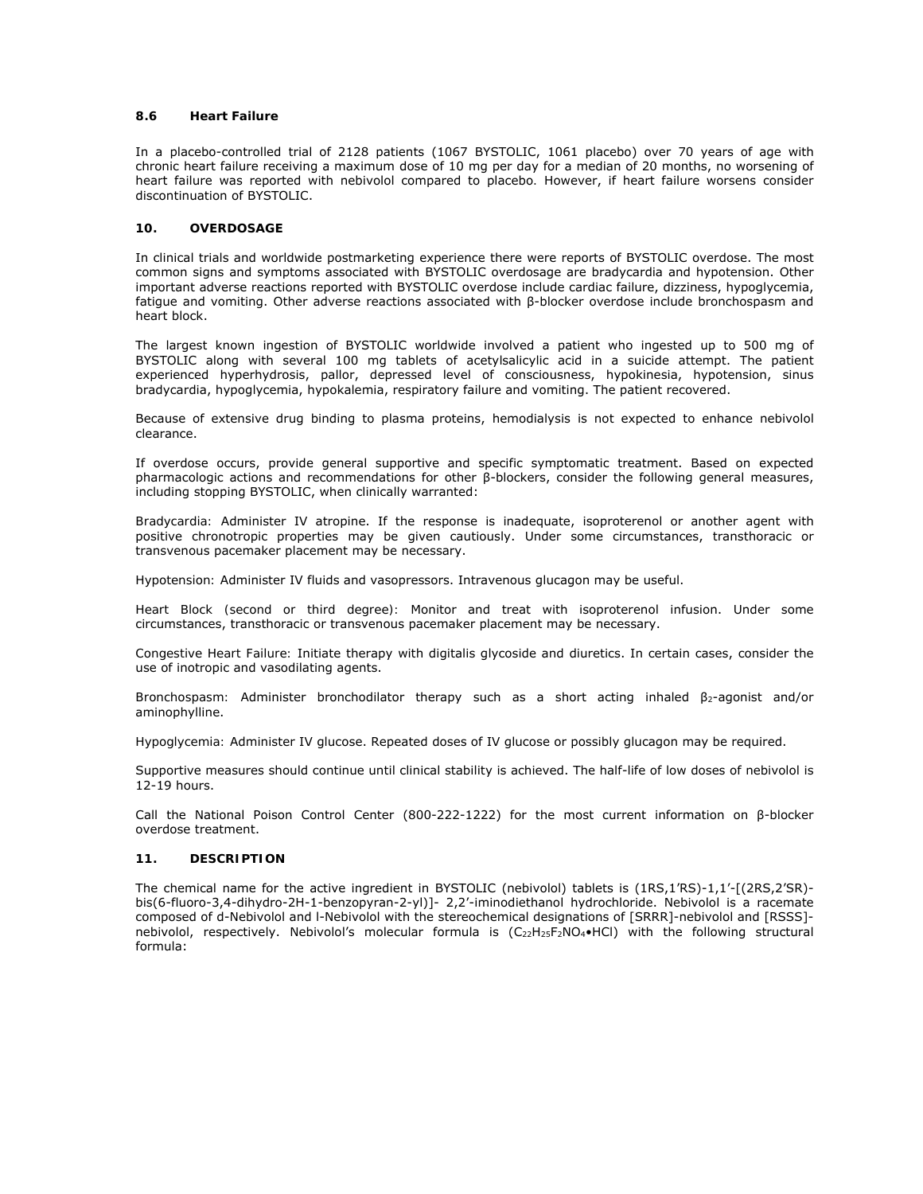### 8.6 Heart Failure

In a placebo-controlled trial of 2128 patients (1067 BYSTOLIC, 1061 placebo) over 70 years of age with chronic heart failure receiving a maximum dose of 10 mg per day for a median of 20 months, no worsening of heart failure was reported with nebivolol compared to placebo. However, if heart failure worsens consider discontinuation of BYSTOLIC.

## 10. OVERDOSAGE

In clinical trials and worldwide postmarketing experience there were reports of BYSTOLIC overdose. The most common signs and symptoms associated with BYSTOLIC overdosage are bradycardia and hypotension. Other important adverse reactions reported with BYSTOLIC overdose include cardiac failure, dizziness, hypoglycemia, fatigue and vomiting. Other adverse reactions associated with β-blocker overdose include bronchospasm and heart block.

The largest known ingestion of BYSTOLIC worldwide involved a patient who ingested up to 500 mg of BYSTOLIC along with several 100 mg tablets of acetylsalicylic acid in a suicide attempt. The patient experienced hyperhydrosis, pallor, depressed level of consciousness, hypokinesia, hypotension, sinus bradycardia, hypoglycemia, hypokalemia, respiratory failure and vomiting. The patient recovered.

Because of extensive drug binding to plasma proteins, hemodialysis is not expected to enhance nebivolol clearance.

If overdose occurs, provide general supportive and specific symptomatic treatment. Based on expected pharmacologic actions and recommendations for other β-blockers, consider the following general measures, including stopping BYSTOLIC, when clinically warranted:

Bradycardia: Administer IV atropine. If the response is inadequate, isoproterenol or another agent with positive chronotropic properties may be given cautiously. Under some circumstances, transthoracic or transvenous pacemaker placement may be necessary.

Hypotension: Administer IV fluids and vasopressors. Intravenous glucagon may be useful.

Heart Block (second or third degree): Monitor and treat with isoproterenol infusion. Under some circumstances, transthoracic or transvenous pacemaker placement may be necessary.

Congestive Heart Failure: Initiate therapy with digitalis glycoside and diuretics. In certain cases, consider the use of inotropic and vasodilating agents.

Bronchospasm: Administer bronchodilator therapy such as a short acting inhaled $\beta_2$-agonist and/or aminophylline.

Hypoglycemia: Administer IV glucose. Repeated doses of IV glucose or possibly glucagon may be required.

Supportive measures should continue until clinical stability is achieved. The half-life of low doses of nebivolol is 12-19 hours.

Call the National Poison Control Center (800-222-1222) for the most current information on β-blocker overdose treatment.

## 11. DESCRIPTION

The chemical name for the active ingredient in BYSTOLIC (nebivolol) tablets is (1RS,1'RS)-1,1'-[(2RS,2'SR)-bis(6-fluoro-3,4-dihydro-2H-1-benzopyran-2-yl)]- 2,2'-iminodiethanol hydrochloride. Nebivolol is a racemate composed of d-Nebivolol and l-Nebivolol with the stereochemical designations of [SRRR]-nebivolol and [RSSS]-nebivolol, respectively. Nebivolol's molecular formula is ($C_{22}H_{25}F_2NO_4$•HCl) with the following structural formula: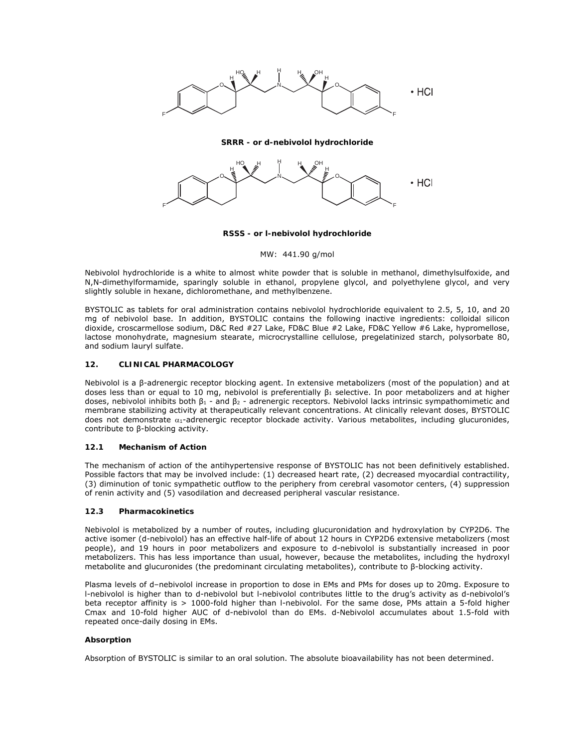**SRRR - or d-nebivolol hydrochloride**

**RSSS - or l-nebivolol hydrochloride**

MW: 441.90 g/mol

Nebivolol hydrochloride is a white to almost white powder that is soluble in methanol, dimethylsulfoxide, and N,N-dimethylformamide, sparingly soluble in ethanol, propylene glycol, and polyethylene glycol, and very slightly soluble in hexane, dichloromethane, and methylbenzene.

BYSTOLIC as tablets for oral administration contains nebivolol hydrochloride equivalent to 2.5, 5, 10, and 20 mg of nebivolol base. In addition, BYSTOLIC contains the following inactive ingredients: colloidal silicon dioxide, croscarmellose sodium, D&C Red #27 Lake, FD&C Blue #2 Lake, FD&C Yellow #6 Lake, hypromellose, lactose monohydrate, magnesium stearate, microcrystalline cellulose, pregelatinized starch, polysorbate 80, and sodium lauryl sulfate.

## 12. CLINICAL PHARMACOLOGY

Nebivolol is a β-adrenergic receptor blocking agent. In extensive metabolizers (most of the population) and at doses less than or equal to 10 mg, nebivolol is preferentially $\beta_1$ selective. In poor metabolizers and at higher doses, nebivolol inhibits both $\beta_1$ - and $\beta_2$ - adrenergic receptors. Nebivolol lacks intrinsic sympathomimetic and membrane stabilizing activity at therapeutically relevant concentrations. At clinically relevant doses, BYSTOLIC does not demonstrate $\alpha_1$-adrenergic receptor blockade activity. Various metabolites, including glucuronides, contribute to β-blocking activity.

### 12.1 Mechanism of Action

The mechanism of action of the antihypertensive response of BYSTOLIC has not been definitively established. Possible factors that may be involved include: (1) decreased heart rate, (2) decreased myocardial contractility, (3) diminution of tonic sympathetic outflow to the periphery from cerebral vasomotor centers, (4) suppression of renin activity and (5) vasodilation and decreased peripheral vascular resistance.

### 12.3 Pharmacokinetics

Nebivolol is metabolized by a number of routes, including glucuronidation and hydroxylation by CYP2D6. The active isomer (d-nebivolol) has an effective half-life of about 12 hours in CYP2D6 extensive metabolizers (most people), and 19 hours in poor metabolizers and exposure to d-nebivolol is substantially increased in poor metabolizers. This has less importance than usual, however, because the metabolites, including the hydroxyl metabolite and glucuronides (the predominant circulating metabolites), contribute to β-blocking activity.

Plasma levels of d–nebivolol increase in proportion to dose in EMs and PMs for doses up to 20mg. Exposure to l-nebivolol is higher than to d-nebivolol but l-nebivolol contributes little to the drug's activity as d-nebivolol's beta receptor affinity is > 1000-fold higher than l-nebivolol. For the same dose, PMs attain a 5-fold higher Cmax and 10-fold higher AUC of d-nebivolol than do EMs. d-Nebivolol accumulates about 1.5-fold with repeated once-daily dosing in EMs.

#### Absorption

Absorption of BYSTOLIC is similar to an oral solution. The absolute bioavailability has not been determined.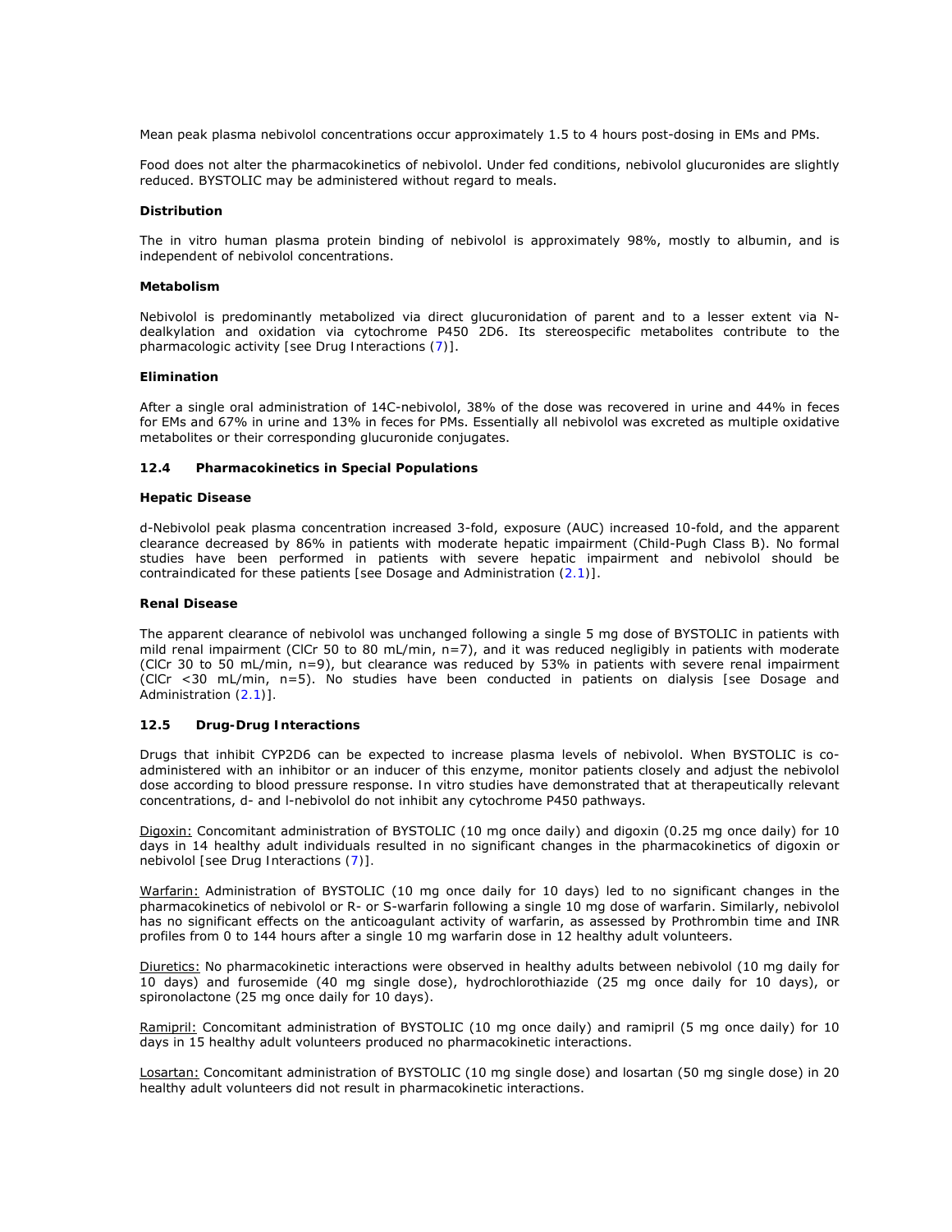Mean peak plasma nebivolol concentrations occur approximately 1.5 to 4 hours post-dosing in EMs and PMs.

Food does not alter the pharmacokinetics of nebivolol. Under fed conditions, nebivolol glucuronides are slightly reduced. BYSTOLIC may be administered without regard to meals.

**Distribution**

The in vitro human plasma protein binding of nebivolol is approximately 98%, mostly to albumin, and is independent of nebivolol concentrations.

**Metabolism**

Nebivolol is predominantly metabolized via direct glucuronidation of parent and to a lesser extent via N-dealkylation and oxidation via cytochrome P450 2D6. Its stereospecific metabolites contribute to the pharmacologic activity [see Drug Interactions (7)].

**Elimination**

After a single oral administration of 14C-nebivolol, 38% of the dose was recovered in urine and 44% in feces for EMs and 67% in urine and 13% in feces for PMs. Essentially all nebivolol was excreted as multiple oxidative metabolites or their corresponding glucuronide conjugates.

### 12.4 Pharmacokinetics in Special Populations

**Hepatic Disease**

d-Nebivolol peak plasma concentration increased 3-fold, exposure (AUC) increased 10-fold, and the apparent clearance decreased by 86% in patients with moderate hepatic impairment (Child-Pugh Class B). No formal studies have been performed in patients with severe hepatic impairment and nebivolol should be contraindicated for these patients [see Dosage and Administration (2.1)].

**Renal Disease**

The apparent clearance of nebivolol was unchanged following a single 5 mg dose of BYSTOLIC in patients with mild renal impairment (ClCr 50 to 80 mL/min, n=7), and it was reduced negligibly in patients with moderate (ClCr 30 to 50 mL/min, n=9), but clearance was reduced by 53% in patients with severe renal impairment (ClCr <30 mL/min, n=5). No studies have been conducted in patients on dialysis [see Dosage and Administration (2.1)].

### 12.5 Drug-Drug Interactions

Drugs that inhibit CYP2D6 can be expected to increase plasma levels of nebivolol. When BYSTOLIC is co-administered with an inhibitor or an inducer of this enzyme, monitor patients closely and adjust the nebivolol dose according to blood pressure response. In vitro studies have demonstrated that at therapeutically relevant concentrations, d- and l-nebivolol do not inhibit any cytochrome P450 pathways.

Digoxin: Concomitant administration of BYSTOLIC (10 mg once daily) and digoxin (0.25 mg once daily) for 10 days in 14 healthy adult individuals resulted in no significant changes in the pharmacokinetics of digoxin or nebivolol [see Drug Interactions (7)].

Warfarin: Administration of BYSTOLIC (10 mg once daily for 10 days) led to no significant changes in the pharmacokinetics of nebivolol or R- or S-warfarin following a single 10 mg dose of warfarin. Similarly, nebivolol has no significant effects on the anticoagulant activity of warfarin, as assessed by Prothrombin time and INR profiles from 0 to 144 hours after a single 10 mg warfarin dose in 12 healthy adult volunteers.

Diuretics: No pharmacokinetic interactions were observed in healthy adults between nebivolol (10 mg daily for 10 days) and furosemide (40 mg single dose), hydrochlorothiazide (25 mg once daily for 10 days), or spironolactone (25 mg once daily for 10 days).

Ramipril: Concomitant administration of BYSTOLIC (10 mg once daily) and ramipril (5 mg once daily) for 10 days in 15 healthy adult volunteers produced no pharmacokinetic interactions.

Losartan: Concomitant administration of BYSTOLIC (10 mg single dose) and losartan (50 mg single dose) in 20 healthy adult volunteers did not result in pharmacokinetic interactions.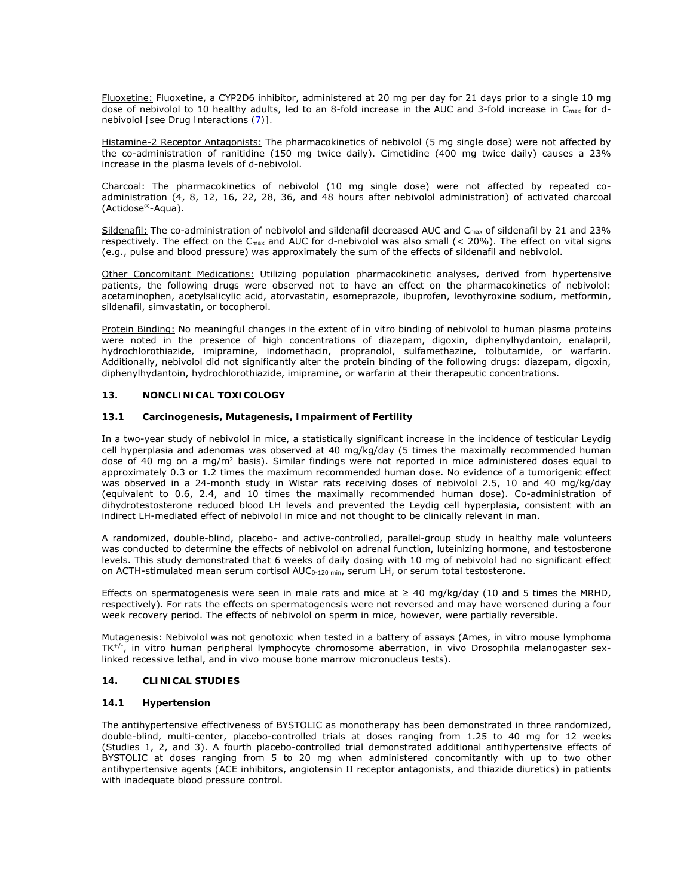Fluoxetine: Fluoxetine, a CYP2D6 inhibitor, administered at 20 mg per day for 21 days prior to a single 10 mg dose of nebivolol to 10 healthy adults, led to an 8-fold increase in the AUC and 3-fold increase in $C_{max}$ for d-nebivolol [see Drug Interactions (7)].

Histamine-2 Receptor Antagonists: The pharmacokinetics of nebivolol (5 mg single dose) were not affected by the co-administration of ranitidine (150 mg twice daily). Cimetidine (400 mg twice daily) causes a 23% increase in the plasma levels of d-nebivolol.

Charcoal: The pharmacokinetics of nebivolol (10 mg single dose) were not affected by repeated co-administration (4, 8, 12, 16, 22, 28, 36, and 48 hours after nebivolol administration) of activated charcoal (Actidose®-Aqua).

Sildenafil: The co-administration of nebivolol and sildenafil decreased AUC and $C_{max}$ of sildenafil by 21 and 23% respectively. The effect on the $C_{max}$ and AUC for d-nebivolol was also small (< 20%). The effect on vital signs (e.g., pulse and blood pressure) was approximately the sum of the effects of sildenafil and nebivolol.

Other Concomitant Medications: Utilizing population pharmacokinetic analyses, derived from hypertensive patients, the following drugs were observed not to have an effect on the pharmacokinetics of nebivolol: acetaminophen, acetylsalicylic acid, atorvastatin, esomeprazole, ibuprofen, levothyroxine sodium, metformin, sildenafil, simvastatin, or tocopherol.

Protein Binding: No meaningful changes in the extent of in vitro binding of nebivolol to human plasma proteins were noted in the presence of high concentrations of diazepam, digoxin, diphenylhydantoin, enalapril, hydrochlorothiazide, imipramine, indomethacin, propranolol, sulfamethazine, tolbutamide, or warfarin. Additionally, nebivolol did not significantly alter the protein binding of the following drugs: diazepam, digoxin, diphenylhydantoin, hydrochlorothiazide, imipramine, or warfarin at their therapeutic concentrations.

## 13. NONCLINICAL TOXICOLOGY

### 13.1 Carcinogenesis, Mutagenesis, Impairment of Fertility

In a two-year study of nebivolol in mice, a statistically significant increase in the incidence of testicular Leydig cell hyperplasia and adenomas was observed at 40 mg/kg/day (5 times the maximally recommended human dose of 40 mg on a mg/m$^2$ basis). Similar findings were not reported in mice administered doses equal to approximately 0.3 or 1.2 times the maximum recommended human dose. No evidence of a tumorigenic effect was observed in a 24-month study in Wistar rats receiving doses of nebivolol 2.5, 10 and 40 mg/kg/day (equivalent to 0.6, 2.4, and 10 times the maximally recommended human dose). Co-administration of dihydrotestosterone reduced blood LH levels and prevented the Leydig cell hyperplasia, consistent with an indirect LH-mediated effect of nebivolol in mice and not thought to be clinically relevant in man.

A randomized, double-blind, placebo- and active-controlled, parallel-group study in healthy male volunteers was conducted to determine the effects of nebivolol on adrenal function, luteinizing hormone, and testosterone levels. This study demonstrated that 6 weeks of daily dosing with 10 mg of nebivolol had no significant effect on ACTH-stimulated mean serum cortisol $AUC_{0\text{-}120\ min}$, serum LH, or serum total testosterone.

Effects on spermatogenesis were seen in male rats and mice at ≥ 40 mg/kg/day (10 and 5 times the MRHD, respectively). For rats the effects on spermatogenesis were not reversed and may have worsened during a four week recovery period. The effects of nebivolol on sperm in mice, however, were partially reversible.

Mutagenesis: Nebivolol was not genotoxic when tested in a battery of assays (Ames, in vitro mouse lymphoma $TK^{+/-}$, in vitro human peripheral lymphocyte chromosome aberration, in vivo Drosophila melanogaster sex-linked recessive lethal, and in vivo mouse bone marrow micronucleus tests).

## 14. CLINICAL STUDIES

### 14.1 Hypertension

The antihypertensive effectiveness of BYSTOLIC as monotherapy has been demonstrated in three randomized, double-blind, multi-center, placebo-controlled trials at doses ranging from 1.25 to 40 mg for 12 weeks (Studies 1, 2, and 3). A fourth placebo-controlled trial demonstrated additional antihypertensive effects of BYSTOLIC at doses ranging from 5 to 20 mg when administered concomitantly with up to two other antihypertensive agents (ACE inhibitors, angiotensin II receptor antagonists, and thiazide diuretics) in patients with inadequate blood pressure control.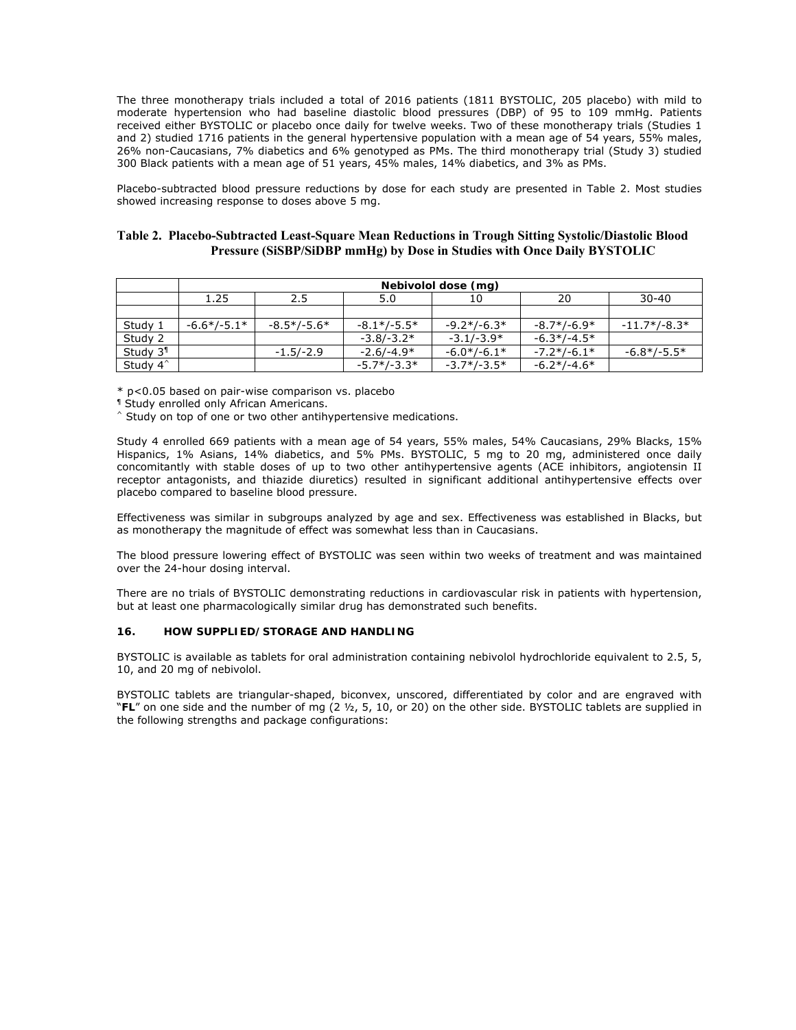The three monotherapy trials included a total of 2016 patients (1811 BYSTOLIC, 205 placebo) with mild to moderate hypertension who had baseline diastolic blood pressures (DBP) of 95 to 109 mmHg. Patients received either BYSTOLIC or placebo once daily for twelve weeks. Two of these monotherapy trials (Studies 1 and 2) studied 1716 patients in the general hypertensive population with a mean age of 54 years, 55% males, 26% non-Caucasians, 7% diabetics and 6% genotyped as PMs. The third monotherapy trial (Study 3) studied 300 Black patients with a mean age of 51 years, 45% males, 14% diabetics, and 3% as PMs.

Placebo-subtracted blood pressure reductions by dose for each study are presented in Table 2. Most studies showed increasing response to doses above 5 mg.

**Table 2. Placebo-Subtracted Least-Square Mean Reductions in Trough Sitting Systolic/Diastolic Blood Pressure (SiSBP/SiDBP mmHg) by Dose in Studies with Once Daily BYSTOLIC**

| | Nebivolol dose (mg) | | | | | |
|---|---|---|---|---|---|---|
| | 1.25 | 2.5 | 5.0 | 10 | 20 | 30-40 |
| Study 1 | -6.6*/-5.1* | -8.5*/-5.6* | -8.1*/-5.5* | -9.2*/-6.3* | -8.7*/-6.9* | -11.7*/-8.3* |
| Study 2 | | | -3.8/-3.2* | -3.1/-3.9* | -6.3*/-4.5* | |
| Study 3¶ | | -1.5/-2.9 | -2.6/-4.9* | -6.0*/-6.1* | -7.2*/-6.1* | -6.8*/-5.5* |
| Study 4^ | | | -5.7*/-3.3* | -3.7*/-3.5* | -6.2*/-4.6* | |

* p<0.05 based on pair-wise comparison vs. placebo

¶ Study enrolled only African Americans.

^ Study on top of one or two other antihypertensive medications.

Study 4 enrolled 669 patients with a mean age of 54 years, 55% males, 54% Caucasians, 29% Blacks, 15% Hispanics, 1% Asians, 14% diabetics, and 5% PMs. BYSTOLIC, 5 mg to 20 mg, administered once daily concomitantly with stable doses of up to two other antihypertensive agents (ACE inhibitors, angiotensin II receptor antagonists, and thiazide diuretics) resulted in significant additional antihypertensive effects over placebo compared to baseline blood pressure.

Effectiveness was similar in subgroups analyzed by age and sex. Effectiveness was established in Blacks, but as monotherapy the magnitude of effect was somewhat less than in Caucasians.

The blood pressure lowering effect of BYSTOLIC was seen within two weeks of treatment and was maintained over the 24-hour dosing interval.

There are no trials of BYSTOLIC demonstrating reductions in cardiovascular risk in patients with hypertension, but at least one pharmacologically similar drug has demonstrated such benefits.

## 16. HOW SUPPLIED/STORAGE AND HANDLING

BYSTOLIC is available as tablets for oral administration containing nebivolol hydrochloride equivalent to 2.5, 5, 10, and 20 mg of nebivolol.

BYSTOLIC tablets are triangular-shaped, biconvex, unscored, differentiated by color and are engraved with "**FL**" on one side and the number of mg (2 ½, 5, 10, or 20) on the other side. BYSTOLIC tablets are supplied in the following strengths and package configurations: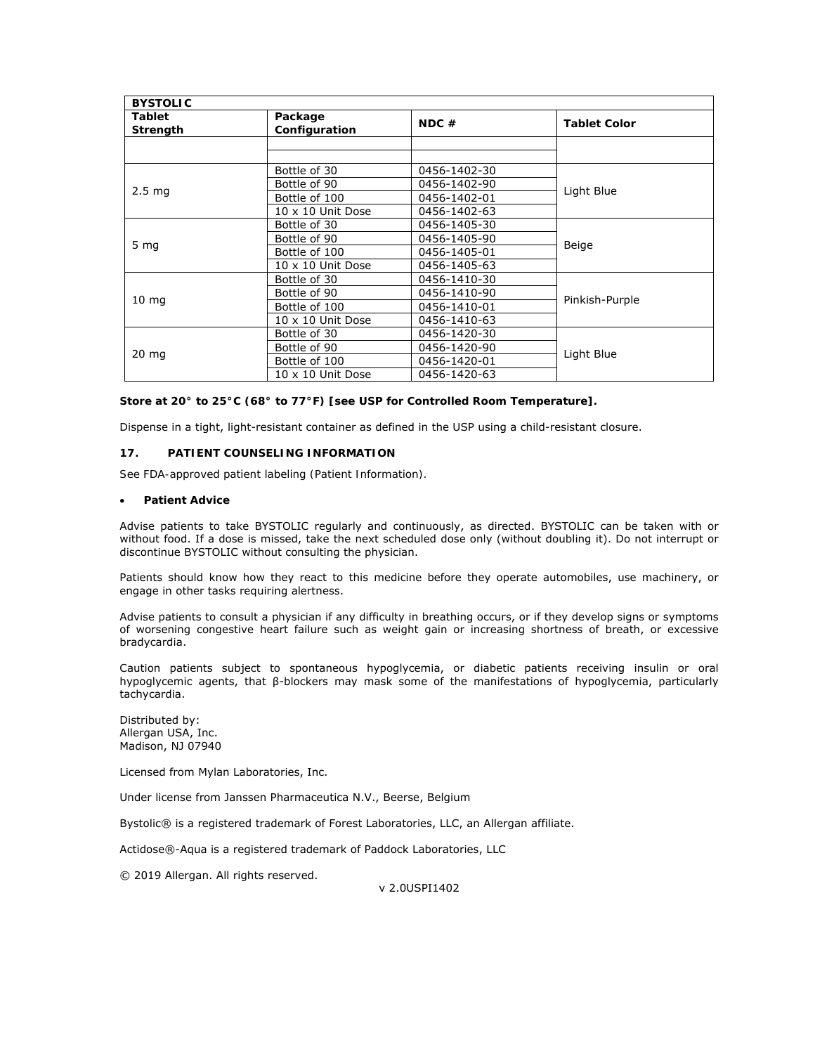| BYSTOLIC | | | |
|---|---|---|---|
| **Tablet Strength** | **Package Configuration** | **NDC #** | **Tablet Color** |
| | | | |
| 2.5 mg | Bottle of 30 | 0456-1402-30 | Light Blue |
| | Bottle of 90 | 0456-1402-90 | |
| | Bottle of 100 | 0456-1402-01 | |
| | 10 x 10 Unit Dose | 0456-1402-63 | |
| 5 mg | Bottle of 30 | 0456-1405-30 | Beige |
| | Bottle of 90 | 0456-1405-90 | |
| | Bottle of 100 | 0456-1405-01 | |
| | 10 x 10 Unit Dose | 0456-1405-63 | |
| 10 mg | Bottle of 30 | 0456-1410-30 | Pinkish-Purple |
| | Bottle of 90 | 0456-1410-90 | |
| | Bottle of 100 | 0456-1410-01 | |
| | 10 x 10 Unit Dose | 0456-1410-63 | |
| 20 mg | Bottle of 30 | 0456-1420-30 | Light Blue |
| | Bottle of 90 | 0456-1420-90 | |
| | Bottle of 100 | 0456-1420-01 | |
| | 10 x 10 Unit Dose | 0456-1420-63 | |

**Store at 20° to 25°C (68° to 77°F) [see USP for Controlled Room Temperature].**

Dispense in a tight, light-resistant container as defined in the USP using a child-resistant closure.

## 17. PATIENT COUNSELING INFORMATION

See FDA-approved patient labeling (Patient Information).

- **Patient Advice**

Advise patients to take BYSTOLIC regularly and continuously, as directed. BYSTOLIC can be taken with or without food. If a dose is missed, take the next scheduled dose only (without doubling it). Do not interrupt or discontinue BYSTOLIC without consulting the physician.

Patients should know how they react to this medicine before they operate automobiles, use machinery, or engage in other tasks requiring alertness.

Advise patients to consult a physician if any difficulty in breathing occurs, or if they develop signs or symptoms of worsening congestive heart failure such as weight gain or increasing shortness of breath, or excessive bradycardia.

Caution patients subject to spontaneous hypoglycemia, or diabetic patients receiving insulin or oral hypoglycemic agents, that β-blockers may mask some of the manifestations of hypoglycemia, particularly tachycardia.

Distributed by:
Allergan USA, Inc.
Madison, NJ 07940

Licensed from Mylan Laboratories, Inc.

Under license from Janssen Pharmaceutica N.V., Beerse, Belgium

Bystolic® is a registered trademark of Forest Laboratories, LLC, an Allergan affiliate.

Actidose®-Aqua is a registered trademark of Paddock Laboratories, LLC

© 2019 Allergan. All rights reserved.

v 2.0USPI1402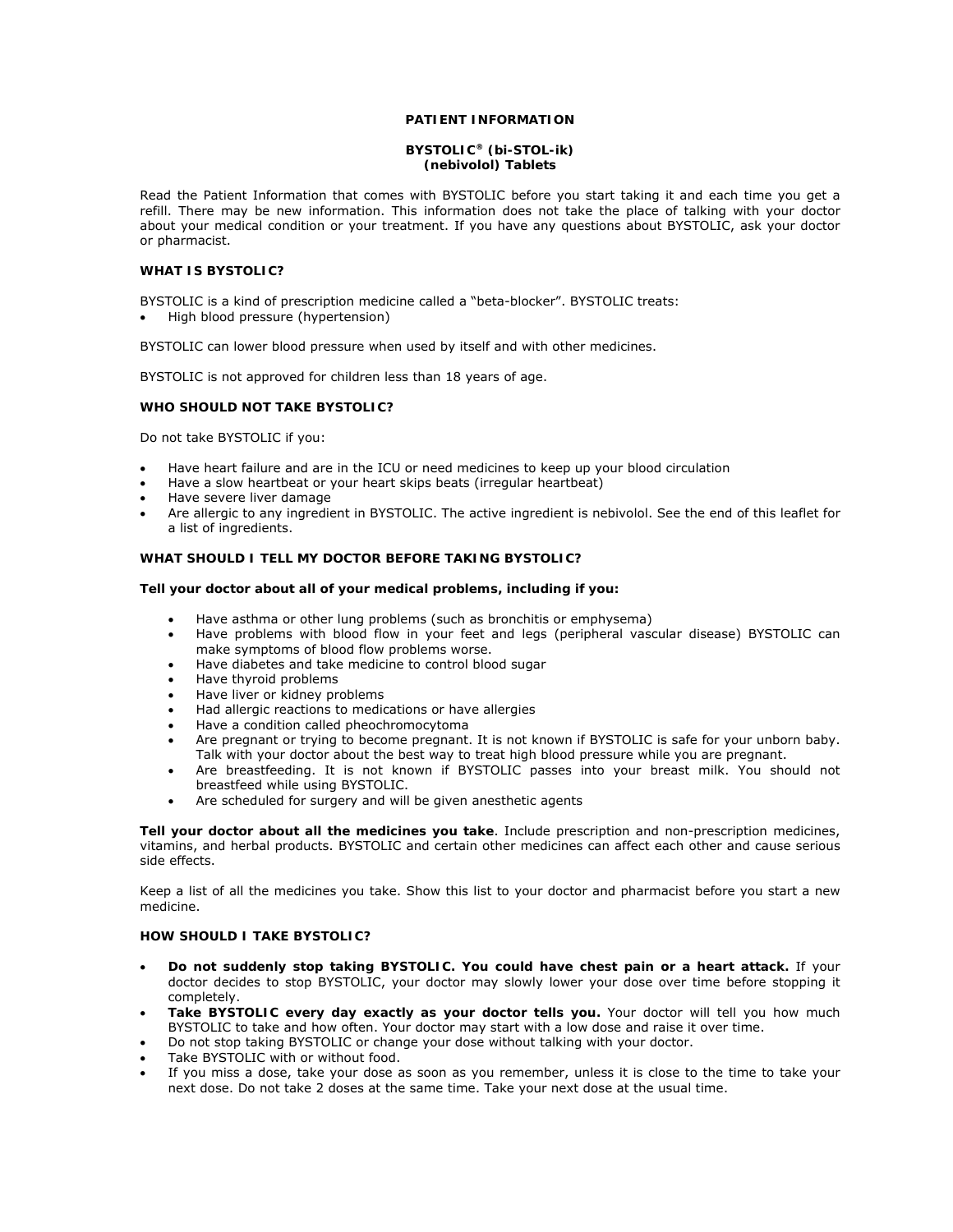# PATIENT INFORMATION

## BYSTOLIC® (bi-STOL-ik)
## (nebivolol) Tablets

Read the Patient Information that comes with BYSTOLIC before you start taking it and each time you get a refill. There may be new information. This information does not take the place of talking with your doctor about your medical condition or your treatment. If you have any questions about BYSTOLIC, ask your doctor or pharmacist.

### WHAT IS BYSTOLIC?

BYSTOLIC is a kind of prescription medicine called a "beta-blocker". BYSTOLIC treats:

- High blood pressure (hypertension)

BYSTOLIC can lower blood pressure when used by itself and with other medicines.

BYSTOLIC is not approved for children less than 18 years of age.

### WHO SHOULD NOT TAKE BYSTOLIC?

Do not take BYSTOLIC if you:

- Have heart failure and are in the ICU or need medicines to keep up your blood circulation
- Have a slow heartbeat or your heart skips beats (irregular heartbeat)
- Have severe liver damage
- Are allergic to any ingredient in BYSTOLIC. The active ingredient is nebivolol. See the end of this leaflet for a list of ingredients.

### WHAT SHOULD I TELL MY DOCTOR BEFORE TAKING BYSTOLIC?

**Tell your doctor about all of your medical problems, including if you:**

- Have asthma or other lung problems (such as bronchitis or emphysema)
- Have problems with blood flow in your feet and legs (peripheral vascular disease) BYSTOLIC can make symptoms of blood flow problems worse.
- Have diabetes and take medicine to control blood sugar
- Have thyroid problems
- Have liver or kidney problems
- Had allergic reactions to medications or have allergies
- Have a condition called pheochromocytoma
- Are pregnant or trying to become pregnant. It is not known if BYSTOLIC is safe for your unborn baby. Talk with your doctor about the best way to treat high blood pressure while you are pregnant.
- Are breastfeeding. It is not known if BYSTOLIC passes into your breast milk. You should not breastfeed while using BYSTOLIC.
- Are scheduled for surgery and will be given anesthetic agents

**Tell your doctor about all the medicines you take**. Include prescription and non-prescription medicines, vitamins, and herbal products. BYSTOLIC and certain other medicines can affect each other and cause serious side effects.

Keep a list of all the medicines you take. Show this list to your doctor and pharmacist before you start a new medicine.

### HOW SHOULD I TAKE BYSTOLIC?

- **Do not suddenly stop taking BYSTOLIC. You could have chest pain or a heart attack.** If your doctor decides to stop BYSTOLIC, your doctor may slowly lower your dose over time before stopping it completely.
- **Take BYSTOLIC every day exactly as your doctor tells you.** Your doctor will tell you how much BYSTOLIC to take and how often. Your doctor may start with a low dose and raise it over time.
- Do not stop taking BYSTOLIC or change your dose without talking with your doctor.
- Take BYSTOLIC with or without food.
- If you miss a dose, take your dose as soon as you remember, unless it is close to the time to take your next dose. Do not take 2 doses at the same time. Take your next dose at the usual time.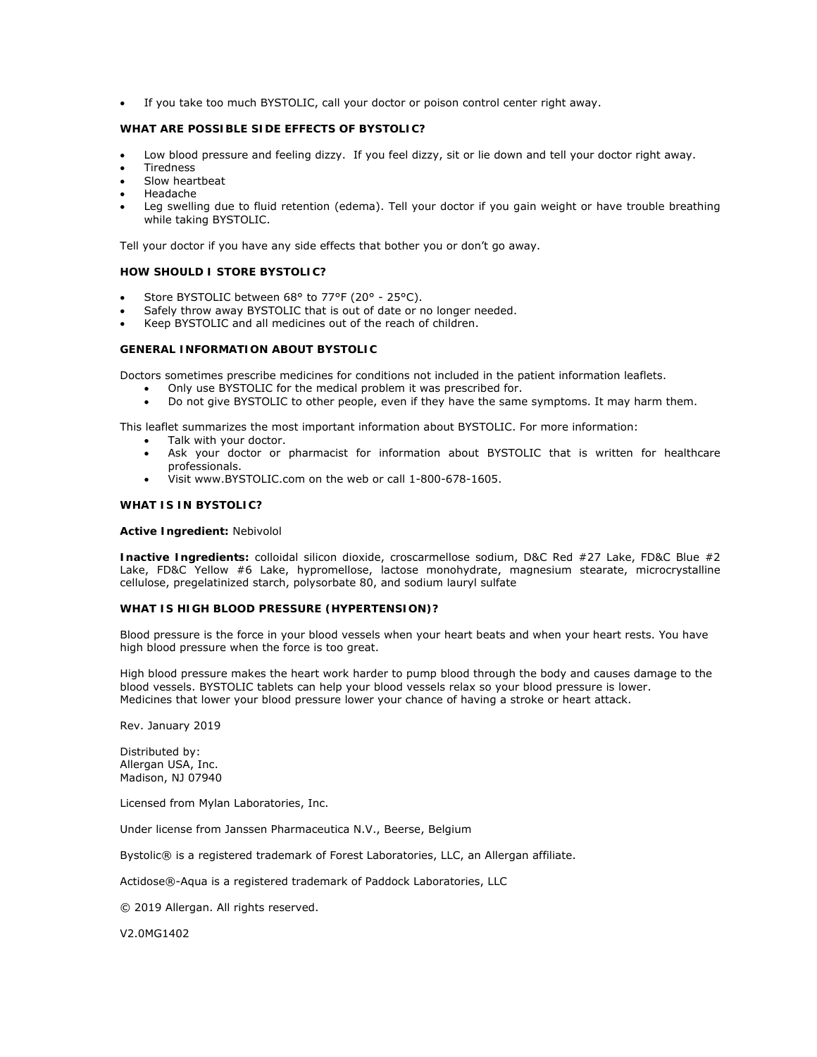- If you take too much BYSTOLIC, call your doctor or poison control center right away.

**WHAT ARE POSSIBLE SIDE EFFECTS OF BYSTOLIC?**

- Low blood pressure and feeling dizzy. If you feel dizzy, sit or lie down and tell your doctor right away.
- Tiredness
- Slow heartbeat
- Headache
- Leg swelling due to fluid retention (edema). Tell your doctor if you gain weight or have trouble breathing while taking BYSTOLIC.

Tell your doctor if you have any side effects that bother you or don't go away.

**HOW SHOULD I STORE BYSTOLIC?**

- Store BYSTOLIC between 68° to 77°F (20° - 25°C).
- Safely throw away BYSTOLIC that is out of date or no longer needed.
- Keep BYSTOLIC and all medicines out of the reach of children.

**GENERAL INFORMATION ABOUT BYSTOLIC**

Doctors sometimes prescribe medicines for conditions not included in the patient information leaflets.

- Only use BYSTOLIC for the medical problem it was prescribed for.
- Do not give BYSTOLIC to other people, even if they have the same symptoms. It may harm them.

This leaflet summarizes the most important information about BYSTOLIC. For more information:

- Talk with your doctor.
- Ask your doctor or pharmacist for information about BYSTOLIC that is written for healthcare professionals.
- Visit www.BYSTOLIC.com on the web or call 1-800-678-1605.

**WHAT IS IN BYSTOLIC?**

**Active Ingredient:** Nebivolol

**Inactive Ingredients:** colloidal silicon dioxide, croscarmellose sodium, D&C Red #27 Lake, FD&C Blue #2 Lake, FD&C Yellow #6 Lake, hypromellose, lactose monohydrate, magnesium stearate, microcrystalline cellulose, pregelatinized starch, polysorbate 80, and sodium lauryl sulfate

**WHAT IS HIGH BLOOD PRESSURE (HYPERTENSION)?**

Blood pressure is the force in your blood vessels when your heart beats and when your heart rests. You have high blood pressure when the force is too great.

High blood pressure makes the heart work harder to pump blood through the body and causes damage to the blood vessels. BYSTOLIC tablets can help your blood vessels relax so your blood pressure is lower. Medicines that lower your blood pressure lower your chance of having a stroke or heart attack.

Rev. January 2019

Distributed by:
Allergan USA, Inc.
Madison, NJ 07940

Licensed from Mylan Laboratories, Inc.

Under license from Janssen Pharmaceutica N.V., Beerse, Belgium

Bystolic® is a registered trademark of Forest Laboratories, LLC, an Allergan affiliate.

Actidose®-Aqua is a registered trademark of Paddock Laboratories, LLC

© 2019 Allergan. All rights reserved.

V2.0MG1402